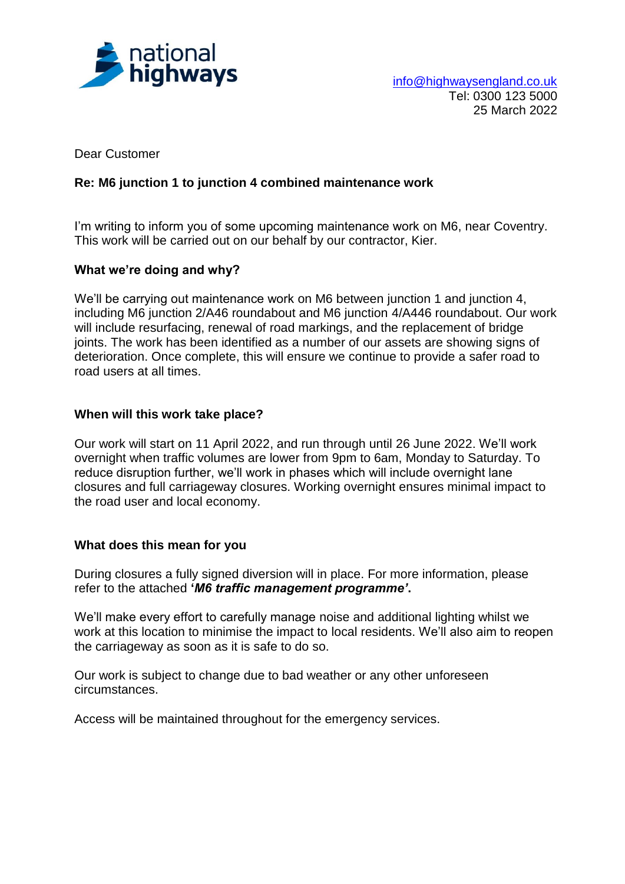national highways

info@highwaysengland.co.uk
Tel: 0300 123 5000
25 March 2022

Dear Customer

**Re: M6 junction 1 to junction 4 combined maintenance work**

I'm writing to inform you of some upcoming maintenance work on M6, near Coventry. This work will be carried out on our behalf by our contractor, Kier.

**What we're doing and why?**

We'll be carrying out maintenance work on M6 between junction 1 and junction 4, including M6 junction 2/A46 roundabout and M6 junction 4/A446 roundabout. Our work will include resurfacing, renewal of road markings, and the replacement of bridge joints. The work has been identified as a number of our assets are showing signs of deterioration. Once complete, this will ensure we continue to provide a safer road to road users at all times.

**When will this work take place?**

Our work will start on 11 April 2022, and run through until 26 June 2022. We'll work overnight when traffic volumes are lower from 9pm to 6am, Monday to Saturday. To reduce disruption further, we'll work in phases which will include overnight lane closures and full carriageway closures. Working overnight ensures minimal impact to the road user and local economy.

**What does this mean for you**

During closures a fully signed diversion will in place. For more information, please refer to the attached ***'M6 traffic management programme'*.**

We'll make every effort to carefully manage noise and additional lighting whilst we work at this location to minimise the impact to local residents. We'll also aim to reopen the carriageway as soon as it is safe to do so.

Our work is subject to change due to bad weather or any other unforeseen circumstances.

Access will be maintained throughout for the emergency services.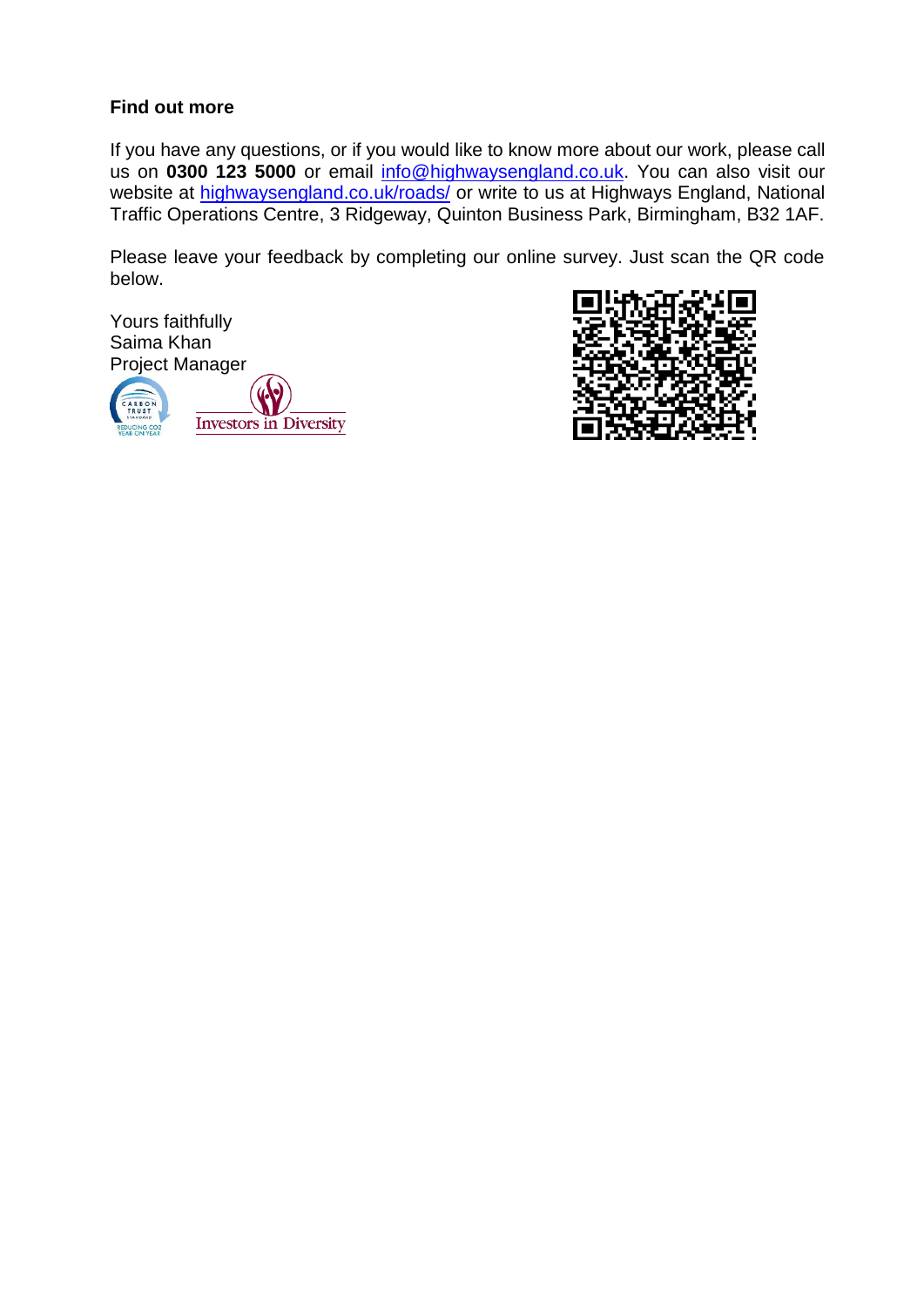**Find out more**

If you have any questions, or if you would like to know more about our work, please call us on **0300 123 5000** or email info@highwaysengland.co.uk. You can also visit our website at highwaysengland.co.uk/roads/ or write to us at Highways England, National Traffic Operations Centre, 3 Ridgeway, Quinton Business Park, Birmingham, B32 1AF.

Please leave your feedback by completing our online survey. Just scan the QR code below.

Yours faithfully
Saima Khan
Project Manager